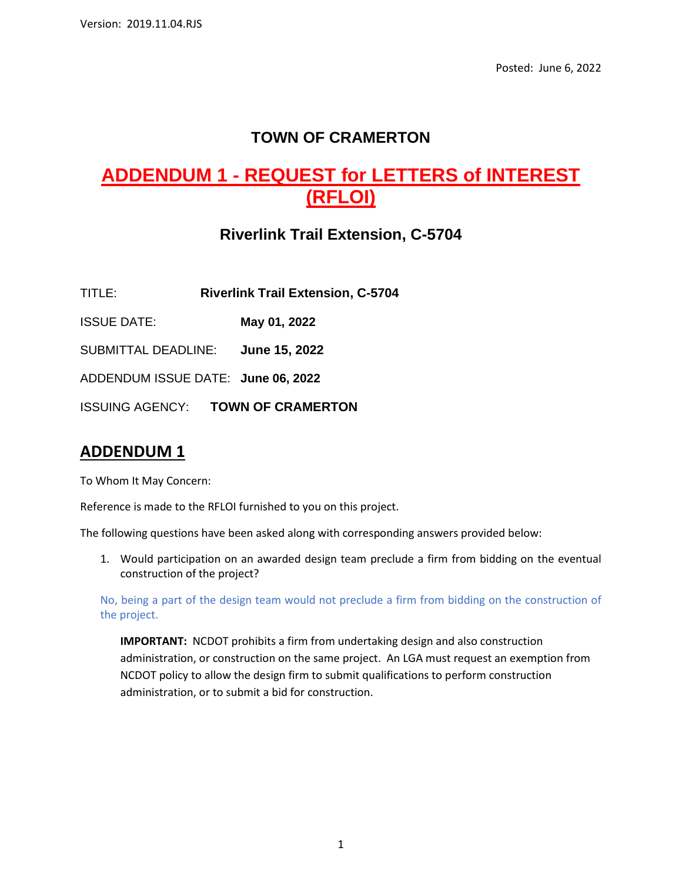Version: 2019.11.04.RJS

Posted: June 6, 2022

# TOWN OF CRAMERTON

# ADDENDUM 1 - REQUEST for LETTERS of INTEREST (RFLOI)

## Riverlink Trail Extension, C-5704

TITLE: **Riverlink Trail Extension, C-5704**

ISSUE DATE: **May 01, 2022**

SUBMITTAL DEADLINE: **June 15, 2022**

ADDENDUM ISSUE DATE: **June 06, 2022**

ISSUING AGENCY: **TOWN OF CRAMERTON**

## ADDENDUM 1

To Whom It May Concern:

Reference is made to the RFLOI furnished to you on this project.

The following questions have been asked along with corresponding answers provided below:

1. Would participation on an awarded design team preclude a firm from bidding on the eventual construction of the project?

No, being a part of the design team would not preclude a firm from bidding on the construction of the project.

**IMPORTANT:** NCDOT prohibits a firm from undertaking design and also construction administration, or construction on the same project. An LGA must request an exemption from NCDOT policy to allow the design firm to submit qualifications to perform construction administration, or to submit a bid for construction.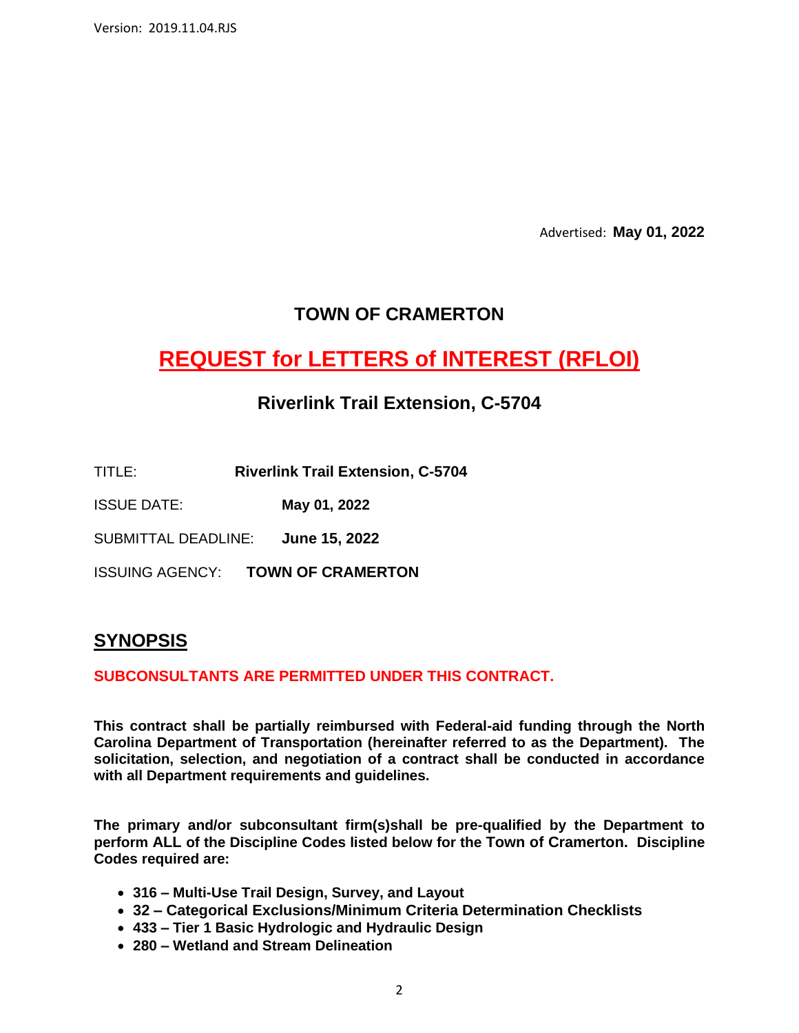Version: 2019.11.04.RJS

Advertised: **May 01, 2022**

# TOWN OF CRAMERTON

# REQUEST for LETTERS of INTEREST (RFLOI)

## Riverlink Trail Extension, C-5704

TITLE: **Riverlink Trail Extension, C-5704**

ISSUE DATE: **May 01, 2022**

SUBMITTAL DEADLINE: **June 15, 2022**

ISSUING AGENCY: **TOWN OF CRAMERTON**

## SYNOPSIS

**SUBCONSULTANTS ARE PERMITTED UNDER THIS CONTRACT.**

**This contract shall be partially reimbursed with Federal-aid funding through the North Carolina Department of Transportation (hereinafter referred to as the Department). The solicitation, selection, and negotiation of a contract shall be conducted in accordance with all Department requirements and guidelines.**

**The primary and/or subconsultant firm(s)shall be pre-qualified by the Department to perform ALL of the Discipline Codes listed below for the Town of Cramerton. Discipline Codes required are:**

- **316 – Multi-Use Trail Design, Survey, and Layout**
- **32 – Categorical Exclusions/Minimum Criteria Determination Checklists**
- **433 – Tier 1 Basic Hydrologic and Hydraulic Design**
- **280 – Wetland and Stream Delineation**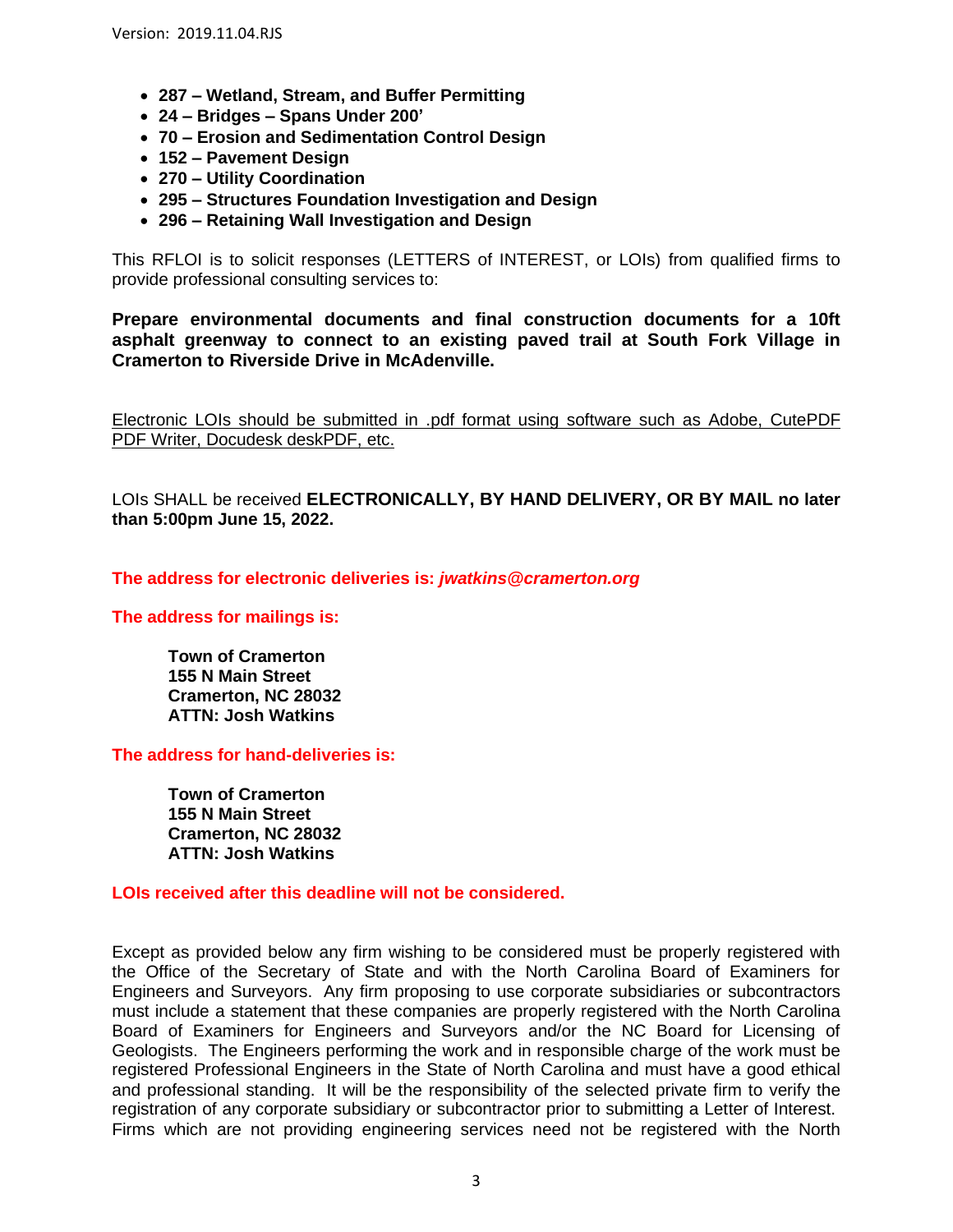- **287 – Wetland, Stream, and Buffer Permitting**
- **24 – Bridges – Spans Under 200'**
- **70 – Erosion and Sedimentation Control Design**
- **152 – Pavement Design**
- **270 – Utility Coordination**
- **295 – Structures Foundation Investigation and Design**
- **296 – Retaining Wall Investigation and Design**

This RFLOI is to solicit responses (LETTERS of INTEREST, or LOIs) from qualified firms to provide professional consulting services to:

**Prepare environmental documents and final construction documents for a 10ft asphalt greenway to connect to an existing paved trail at South Fork Village in Cramerton to Riverside Drive in McAdenville.**

Electronic LOIs should be submitted in .pdf format using software such as Adobe, CutePDF PDF Writer, Docudesk deskPDF, etc.

LOIs SHALL be received **ELECTRONICALLY, BY HAND DELIVERY, OR BY MAIL no later than 5:00pm June 15, 2022.**

**The address for electronic deliveries is: *jwatkins@cramerton.org***

**The address for mailings is:**

> **Town of Cramerton**
> **155 N Main Street**
> **Cramerton, NC 28032**
> **ATTN: Josh Watkins**

**The address for hand-deliveries is:**

> **Town of Cramerton**
> **155 N Main Street**
> **Cramerton, NC 28032**
> **ATTN: Josh Watkins**

**LOIs received after this deadline will not be considered.**

Except as provided below any firm wishing to be considered must be properly registered with the Office of the Secretary of State and with the North Carolina Board of Examiners for Engineers and Surveyors. Any firm proposing to use corporate subsidiaries or subcontractors must include a statement that these companies are properly registered with the North Carolina Board of Examiners for Engineers and Surveyors and/or the NC Board for Licensing of Geologists. The Engineers performing the work and in responsible charge of the work must be registered Professional Engineers in the State of North Carolina and must have a good ethical and professional standing. It will be the responsibility of the selected private firm to verify the registration of any corporate subsidiary or subcontractor prior to submitting a Letter of Interest. Firms which are not providing engineering services need not be registered with the North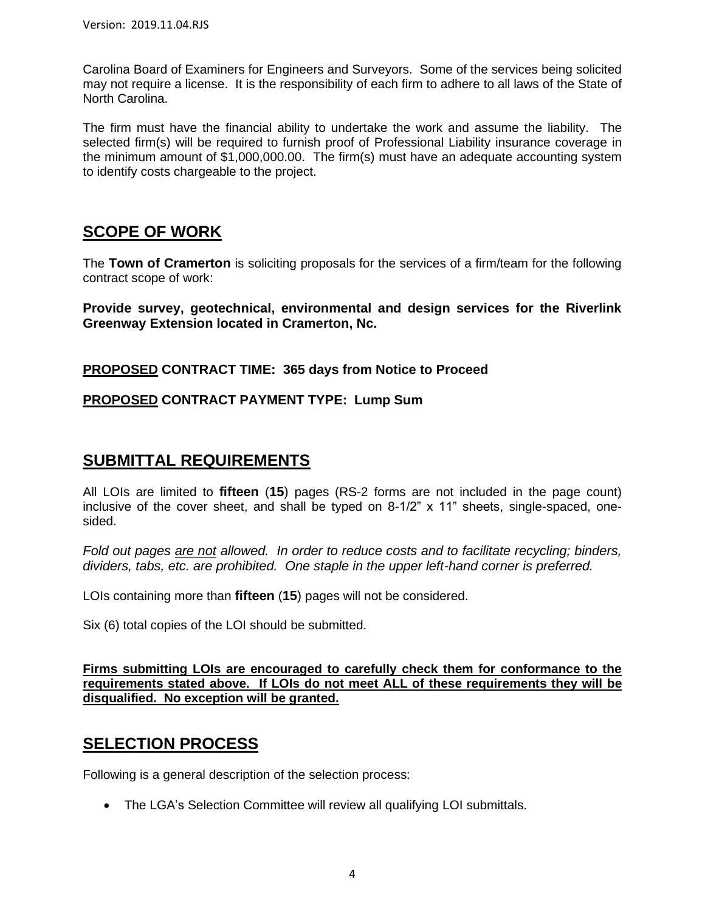Carolina Board of Examiners for Engineers and Surveyors. Some of the services being solicited may not require a license. It is the responsibility of each firm to adhere to all laws of the State of North Carolina.

The firm must have the financial ability to undertake the work and assume the liability. The selected firm(s) will be required to furnish proof of Professional Liability insurance coverage in the minimum amount of $1,000,000.00. The firm(s) must have an adequate accounting system to identify costs chargeable to the project.

## SCOPE OF WORK

The **Town of Cramerton** is soliciting proposals for the services of a firm/team for the following contract scope of work:

**Provide survey, geotechnical, environmental and design services for the Riverlink Greenway Extension located in Cramerton, Nc.**

**PROPOSED CONTRACT TIME: 365 days from Notice to Proceed**

**PROPOSED CONTRACT PAYMENT TYPE: Lump Sum**

## SUBMITTAL REQUIREMENTS

All LOIs are limited to **fifteen** (**15**) pages (RS-2 forms are not included in the page count) inclusive of the cover sheet, and shall be typed on 8-1/2" x 11" sheets, single-spaced, one-sided.

*Fold out pages are not allowed. In order to reduce costs and to facilitate recycling; binders, dividers, tabs, etc. are prohibited. One staple in the upper left-hand corner is preferred.*

LOIs containing more than **fifteen** (**15**) pages will not be considered.

Six (6) total copies of the LOI should be submitted.

**Firms submitting LOIs are encouraged to carefully check them for conformance to the requirements stated above. If LOIs do not meet ALL of these requirements they will be disqualified. No exception will be granted.**

## SELECTION PROCESS

Following is a general description of the selection process:

- The LGA's Selection Committee will review all qualifying LOI submittals.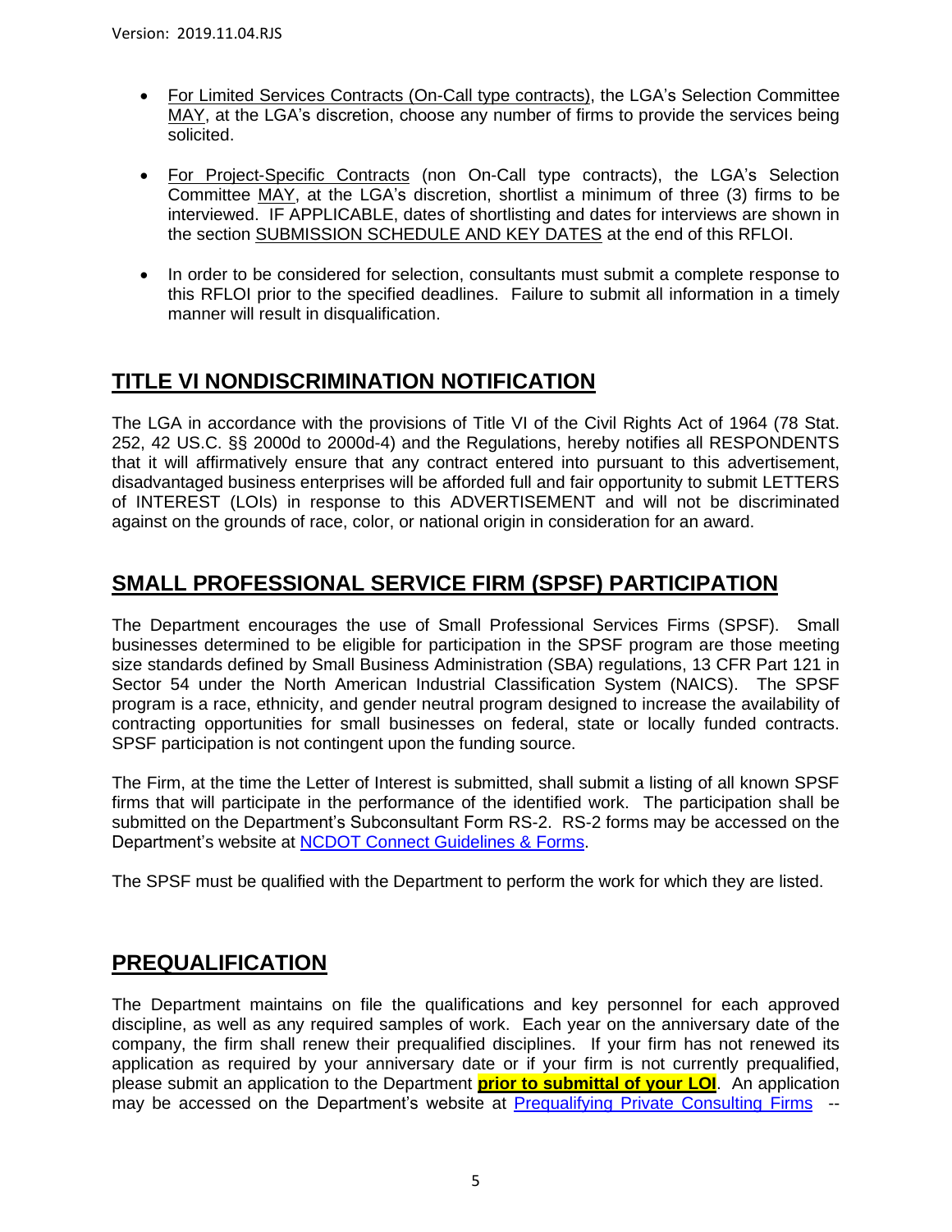- For Limited Services Contracts (On-Call type contracts), the LGA's Selection Committee MAY, at the LGA's discretion, choose any number of firms to provide the services being solicited.
- For Project-Specific Contracts (non On-Call type contracts), the LGA's Selection Committee MAY, at the LGA's discretion, shortlist a minimum of three (3) firms to be interviewed. IF APPLICABLE, dates of shortlisting and dates for interviews are shown in the section SUBMISSION SCHEDULE AND KEY DATES at the end of this RFLOI.
- In order to be considered for selection, consultants must submit a complete response to this RFLOI prior to the specified deadlines. Failure to submit all information in a timely manner will result in disqualification.

## TITLE VI NONDISCRIMINATION NOTIFICATION

The LGA in accordance with the provisions of Title VI of the Civil Rights Act of 1964 (78 Stat. 252, 42 US.C. §§ 2000d to 2000d-4) and the Regulations, hereby notifies all RESPONDENTS that it will affirmatively ensure that any contract entered into pursuant to this advertisement, disadvantaged business enterprises will be afforded full and fair opportunity to submit LETTERS of INTEREST (LOIs) in response to this ADVERTISEMENT and will not be discriminated against on the grounds of race, color, or national origin in consideration for an award.

## SMALL PROFESSIONAL SERVICE FIRM (SPSF) PARTICIPATION

The Department encourages the use of Small Professional Services Firms (SPSF). Small businesses determined to be eligible for participation in the SPSF program are those meeting size standards defined by Small Business Administration (SBA) regulations, 13 CFR Part 121 in Sector 54 under the North American Industrial Classification System (NAICS). The SPSF program is a race, ethnicity, and gender neutral program designed to increase the availability of contracting opportunities for small businesses on federal, state or locally funded contracts. SPSF participation is not contingent upon the funding source.

The Firm, at the time the Letter of Interest is submitted, shall submit a listing of all known SPSF firms that will participate in the performance of the identified work. The participation shall be submitted on the Department's Subconsultant Form RS-2. RS-2 forms may be accessed on the Department's website at NCDOT Connect Guidelines & Forms.

The SPSF must be qualified with the Department to perform the work for which they are listed.

## PREQUALIFICATION

The Department maintains on file the qualifications and key personnel for each approved discipline, as well as any required samples of work. Each year on the anniversary date of the company, the firm shall renew their prequalified disciplines. If your firm has not renewed its application as required by your anniversary date or if your firm is not currently prequalified, please submit an application to the Department **prior to submittal of your LOI**. An application may be accessed on the Department's website at Prequalifying Private Consulting Firms --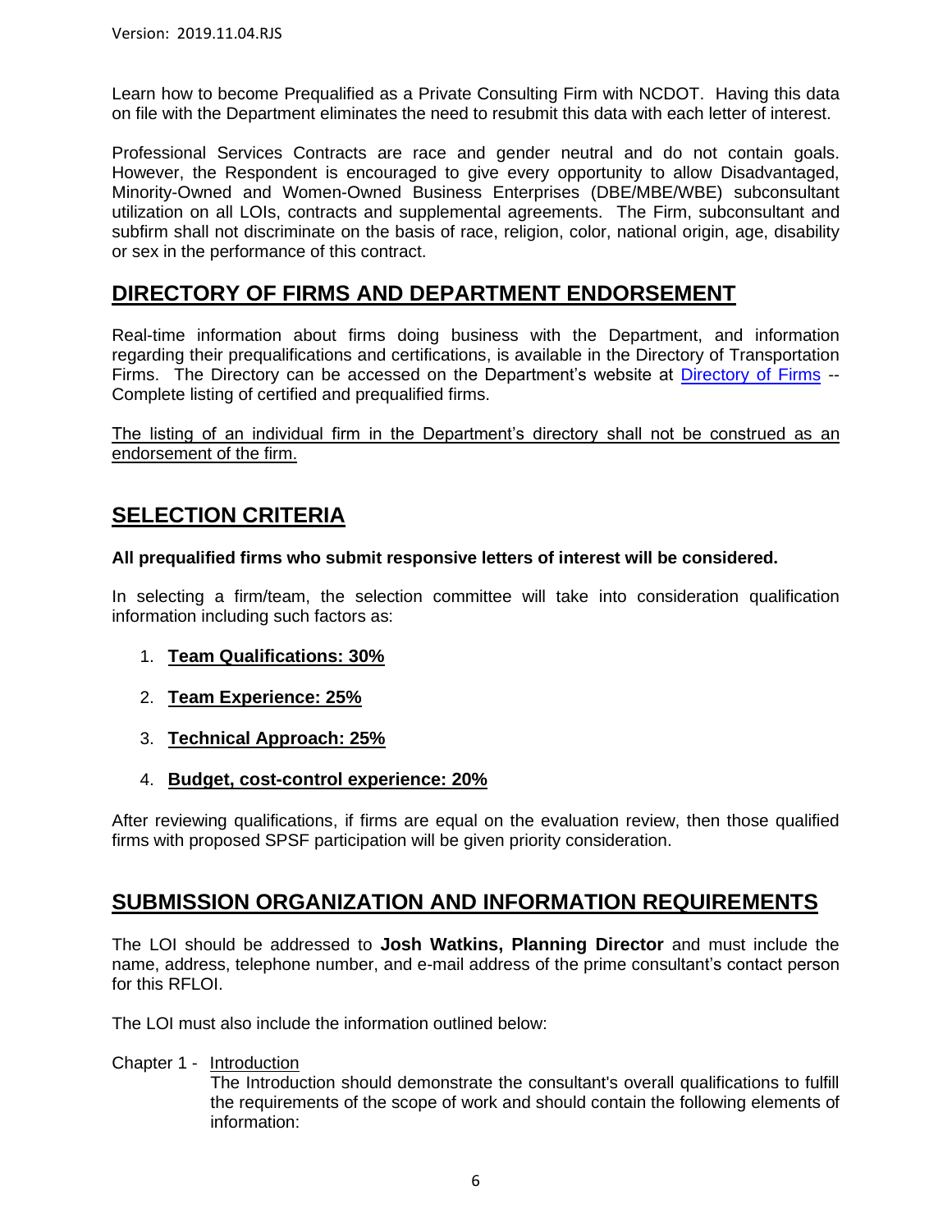Learn how to become Prequalified as a Private Consulting Firm with NCDOT. Having this data on file with the Department eliminates the need to resubmit this data with each letter of interest.

Professional Services Contracts are race and gender neutral and do not contain goals. However, the Respondent is encouraged to give every opportunity to allow Disadvantaged, Minority-Owned and Women-Owned Business Enterprises (DBE/MBE/WBE) subconsultant utilization on all LOIs, contracts and supplemental agreements. The Firm, subconsultant and subfirm shall not discriminate on the basis of race, religion, color, national origin, age, disability or sex in the performance of this contract.

## DIRECTORY OF FIRMS AND DEPARTMENT ENDORSEMENT

Real-time information about firms doing business with the Department, and information regarding their prequalifications and certifications, is available in the Directory of Transportation Firms. The Directory can be accessed on the Department's website at Directory of Firms -- Complete listing of certified and prequalified firms.

The listing of an individual firm in the Department's directory shall not be construed as an endorsement of the firm.

## SELECTION CRITERIA

**All prequalified firms who submit responsive letters of interest will be considered.**

In selecting a firm/team, the selection committee will take into consideration qualification information including such factors as:

1. **Team Qualifications: 30%**
2. **Team Experience: 25%**
3. **Technical Approach: 25%**
4. **Budget, cost-control experience: 20%**

After reviewing qualifications, if firms are equal on the evaluation review, then those qualified firms with proposed SPSF participation will be given priority consideration.

## SUBMISSION ORGANIZATION AND INFORMATION REQUIREMENTS

The LOI should be addressed to **Josh Watkins, Planning Director** and must include the name, address, telephone number, and e-mail address of the prime consultant's contact person for this RFLOI.

The LOI must also include the information outlined below:

Chapter 1 - Introduction

The Introduction should demonstrate the consultant's overall qualifications to fulfill the requirements of the scope of work and should contain the following elements of information: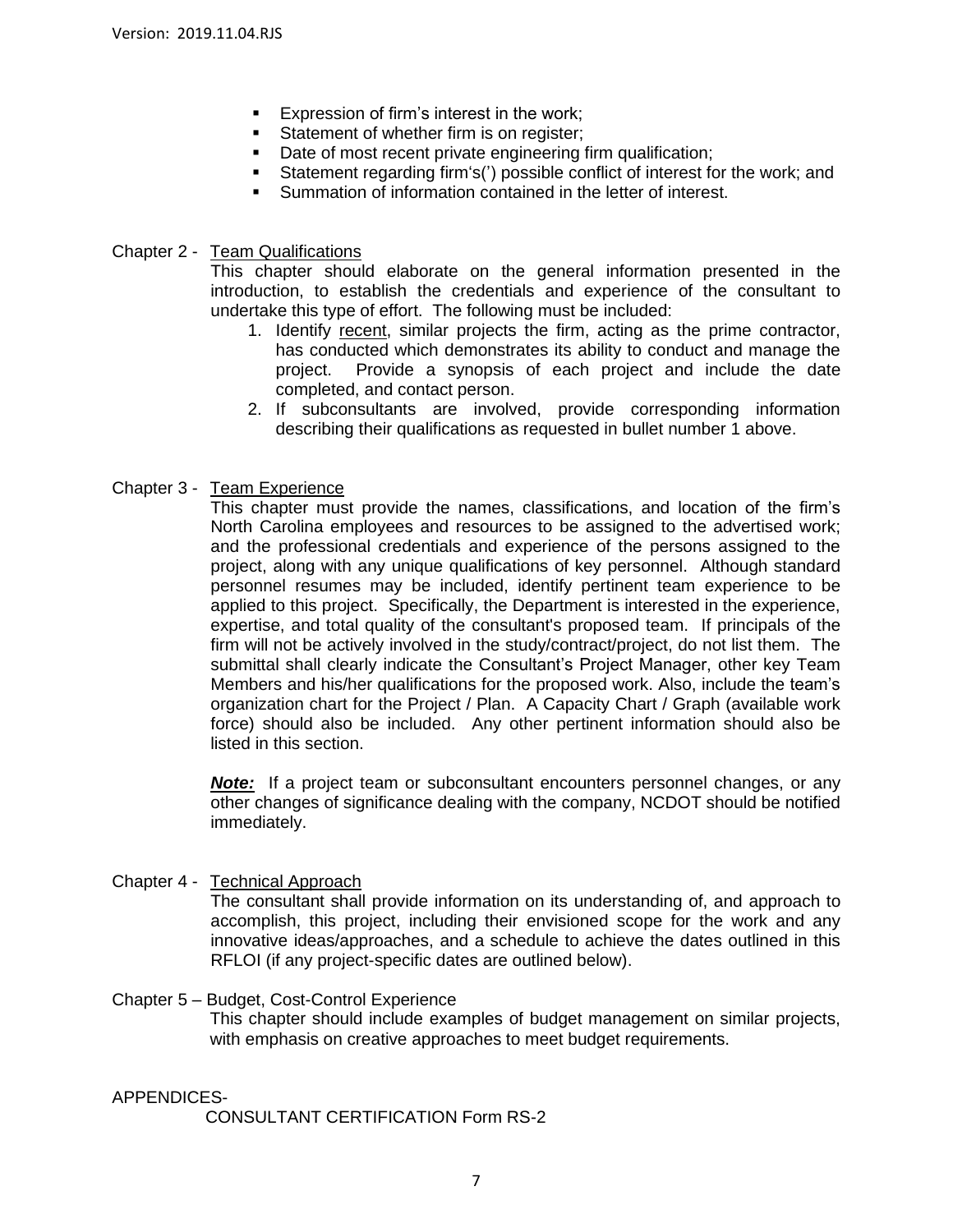- Expression of firm's interest in the work;
- Statement of whether firm is on register;
- Date of most recent private engineering firm qualification;
- Statement regarding firm's(') possible conflict of interest for the work; and
- Summation of information contained in the letter of interest.

Chapter 2 - Team Qualifications

This chapter should elaborate on the general information presented in the introduction, to establish the credentials and experience of the consultant to undertake this type of effort. The following must be included:

1. Identify recent, similar projects the firm, acting as the prime contractor, has conducted which demonstrates its ability to conduct and manage the project. Provide a synopsis of each project and include the date completed, and contact person.
2. If subconsultants are involved, provide corresponding information describing their qualifications as requested in bullet number 1 above.

Chapter 3 - Team Experience

This chapter must provide the names, classifications, and location of the firm's North Carolina employees and resources to be assigned to the advertised work; and the professional credentials and experience of the persons assigned to the project, along with any unique qualifications of key personnel. Although standard personnel resumes may be included, identify pertinent team experience to be applied to this project. Specifically, the Department is interested in the experience, expertise, and total quality of the consultant's proposed team. If principals of the firm will not be actively involved in the study/contract/project, do not list them. The submittal shall clearly indicate the Consultant's Project Manager, other key Team Members and his/her qualifications for the proposed work. Also, include the team's organization chart for the Project / Plan. A Capacity Chart / Graph (available work force) should also be included. Any other pertinent information should also be listed in this section.

***Note:*** If a project team or subconsultant encounters personnel changes, or any other changes of significance dealing with the company, NCDOT should be notified immediately.

Chapter 4 - Technical Approach

The consultant shall provide information on its understanding of, and approach to accomplish, this project, including their envisioned scope for the work and any innovative ideas/approaches, and a schedule to achieve the dates outlined in this RFLOI (if any project-specific dates are outlined below).

Chapter 5 – Budget, Cost-Control Experience

This chapter should include examples of budget management on similar projects, with emphasis on creative approaches to meet budget requirements.

APPENDICES-

CONSULTANT CERTIFICATION Form RS-2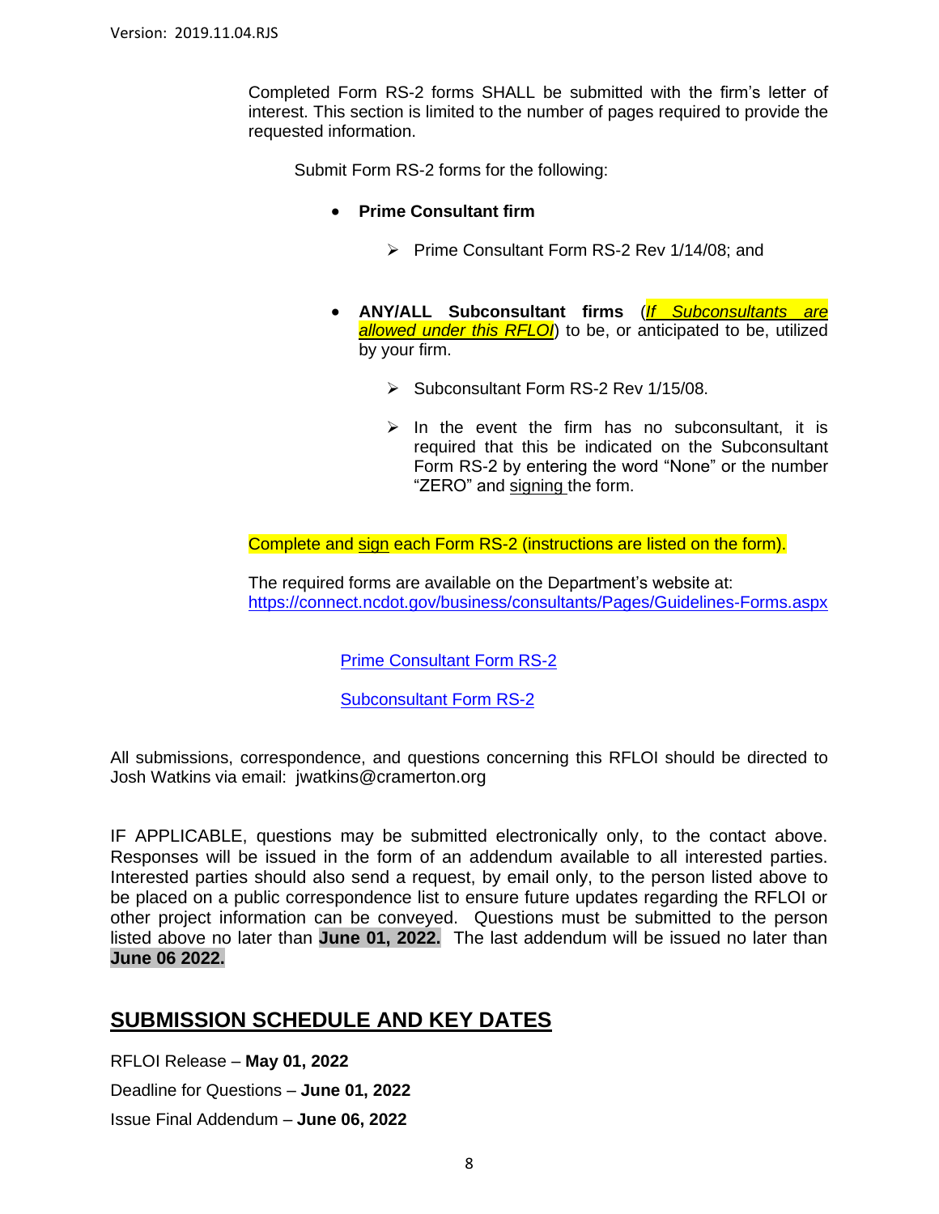Completed Form RS-2 forms SHALL be submitted with the firm's letter of interest. This section is limited to the number of pages required to provide the requested information.

Submit Form RS-2 forms for the following:

- **Prime Consultant firm**
  - Prime Consultant Form RS-2 Rev 1/14/08; and

- **ANY/ALL Subconsultant firms** (*If Subconsultants are allowed under this RFLOI*) to be, or anticipated to be, utilized by your firm.
  - Subconsultant Form RS-2 Rev 1/15/08.
  - In the event the firm has no subconsultant, it is required that this be indicated on the Subconsultant Form RS-2 by entering the word "None" or the number "ZERO" and signing the form.

Complete and sign each Form RS-2 (instructions are listed on the form).

The required forms are available on the Department's website at:
https://connect.ncdot.gov/business/consultants/Pages/Guidelines-Forms.aspx

Prime Consultant Form RS-2

Subconsultant Form RS-2

All submissions, correspondence, and questions concerning this RFLOI should be directed to Josh Watkins via email: jwatkins@cramerton.org

IF APPLICABLE, questions may be submitted electronically only, to the contact above. Responses will be issued in the form of an addendum available to all interested parties. Interested parties should also send a request, by email only, to the person listed above to be placed on a public correspondence list to ensure future updates regarding the RFLOI or other project information can be conveyed. Questions must be submitted to the person listed above no later than **June 01, 2022.** The last addendum will be issued no later than **June 06 2022.**

## SUBMISSION SCHEDULE AND KEY DATES

RFLOI Release – **May 01, 2022**

Deadline for Questions – **June 01, 2022**

Issue Final Addendum – **June 06, 2022**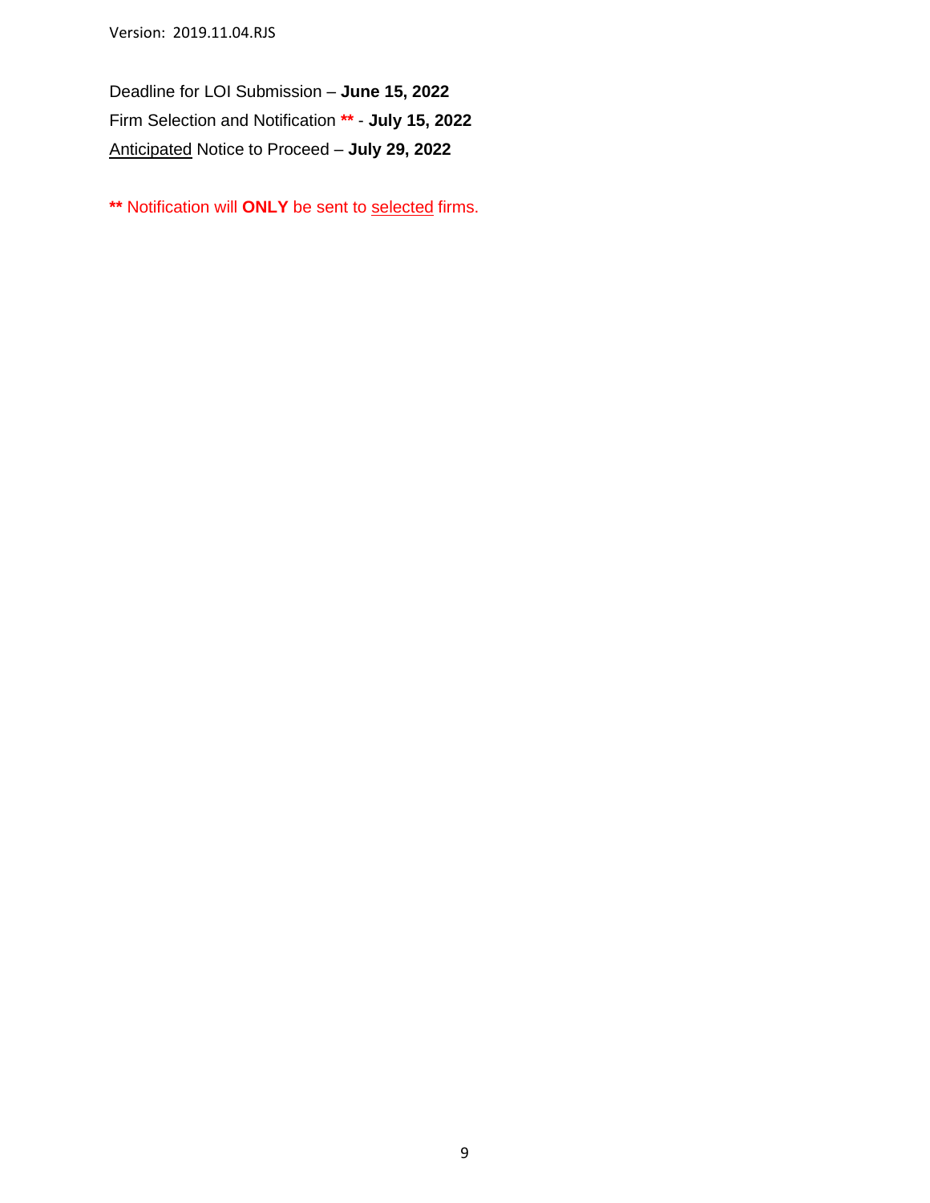Deadline for LOI Submission – **June 15, 2022**

Firm Selection and Notification **\*\*** - **July 15, 2022**

Anticipated Notice to Proceed – **July 29, 2022**

**\*\*** Notification will **ONLY** be sent to selected firms.